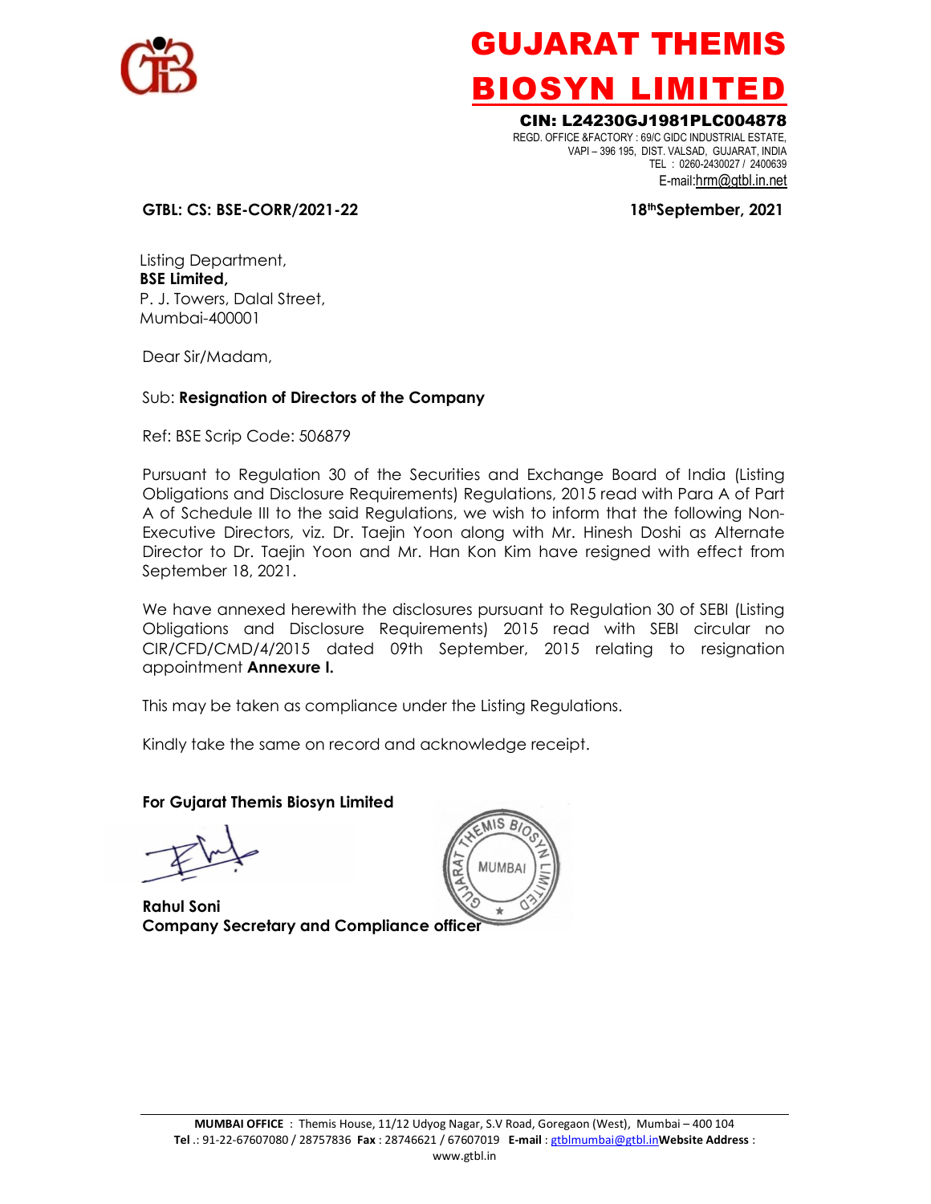# GUJARAT THEMIS BIOSYN LIMITED

**CIN: L24230GJ1981PLC004878**

REGD. OFFICE &FACTORY : 69/C GIDC INDUSTRIAL ESTATE,
VAPI – 396 195, DIST. VALSAD, GUJARAT, INDIA
TEL : 0260-2430027 / 2400639
E-mail:hrm@gtbl.in.net

**GTBL: CS: BSE-CORR/2021-22** **18thSeptember, 2021**

Listing Department,
**BSE Limited,**
P. J. Towers, Dalal Street,
Mumbai-400001

Dear Sir/Madam,

Sub: **Resignation of Directors of the Company**

Ref: BSE Scrip Code: 506879

Pursuant to Regulation 30 of the Securities and Exchange Board of India (Listing Obligations and Disclosure Requirements) Regulations, 2015 read with Para A of Part A of Schedule III to the said Regulations, we wish to inform that the following Non-Executive Directors, viz. Dr. Taejin Yoon along with Mr. Hinesh Doshi as Alternate Director to Dr. Taejin Yoon and Mr. Han Kon Kim have resigned with effect from September 18, 2021.

We have annexed herewith the disclosures pursuant to Regulation 30 of SEBI (Listing Obligations and Disclosure Requirements) 2015 read with SEBI circular no CIR/CFD/CMD/4/2015 dated 09th September, 2015 relating to resignation appointment **Annexure I.**

This may be taken as compliance under the Listing Regulations.

Kindly take the same on record and acknowledge receipt.

**For Gujarat Themis Biosyn Limited**

**Rahul Soni**
**Company Secretary and Compliance officer**

**MUMBAI OFFICE** : Themis House, 11/12 Udyog Nagar, S.V Road, Goregaon (West), Mumbai – 400 104
**Tel** .: 91-22-67607080 / 28757836 **Fax** : 28746621 / 67607019 **E-mail** : gtblmumbai@gtbl.in **Website Address** : www.gtbl.in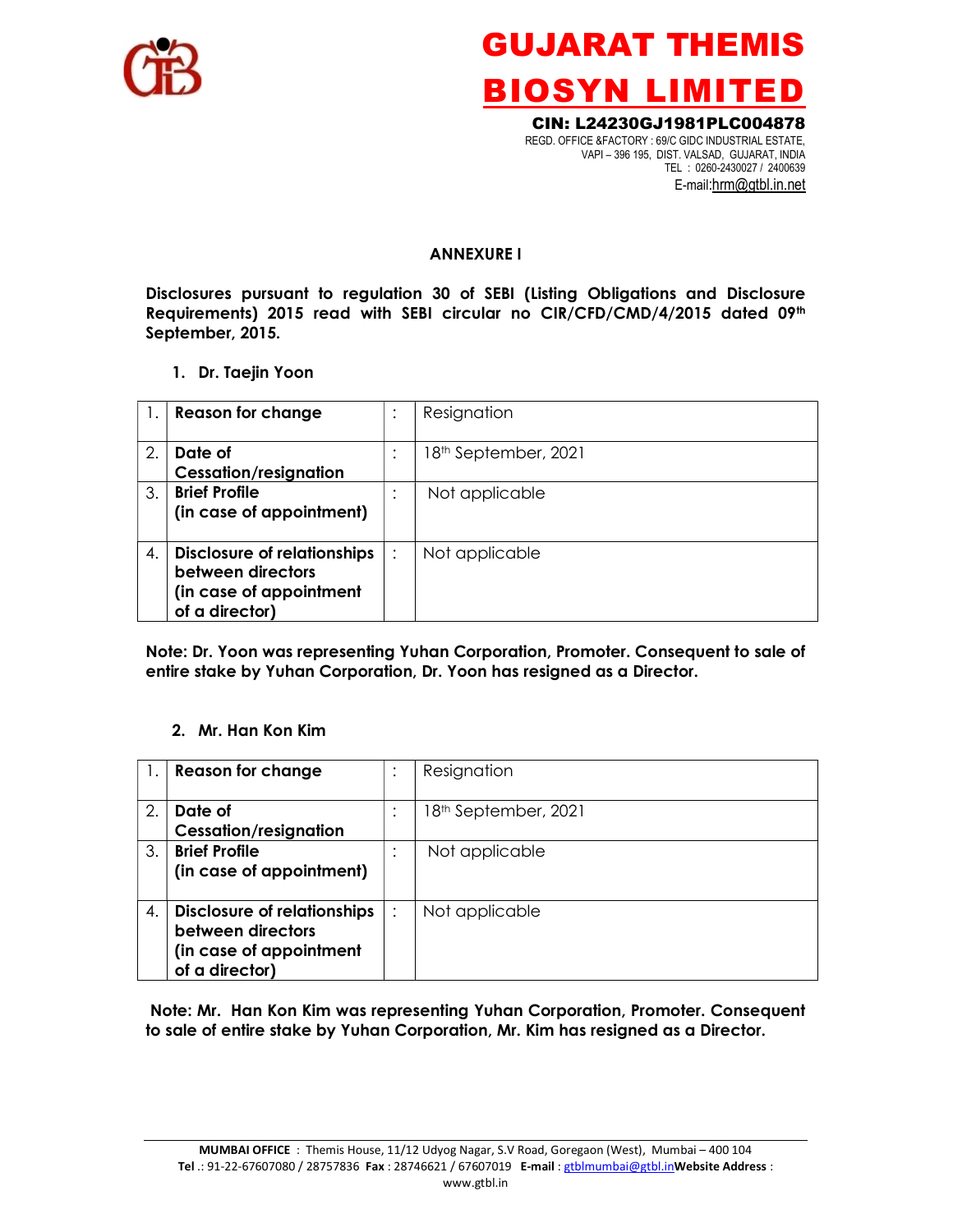# GUJARAT THEMIS BIOSYN LIMITED

**CIN: L24230GJ1981PLC004878**
REGD. OFFICE &FACTORY : 69/C GIDC INDUSTRIAL ESTATE,
VAPI – 396 195, DIST. VALSAD, GUJARAT, INDIA
TEL : 0260-2430027 / 2400639
E-mail:hrm@gtbl.in.net

## ANNEXURE I

**Disclosures pursuant to regulation 30 of SEBI (Listing Obligations and Disclosure Requirements) 2015 read with SEBI circular no CIR/CFD/CMD/4/2015 dated 09th September, 2015.**

**1. Dr. Taejin Yoon**

| | | | |
|---|---|---|---|
| 1. | **Reason for change** | : | Resignation |
| 2. | **Date of Cessation/resignation** | : | 18th September, 2021 |
| 3. | **Brief Profile (in case of appointment)** | : | Not applicable |
| 4. | **Disclosure of relationships between directors (in case of appointment of a director)** | : | Not applicable |

**Note: Dr. Yoon was representing Yuhan Corporation, Promoter. Consequent to sale of entire stake by Yuhan Corporation, Dr. Yoon has resigned as a Director.**

**2. Mr. Han Kon Kim**

| | | | |
|---|---|---|---|
| 1. | **Reason for change** | : | Resignation |
| 2. | **Date of Cessation/resignation** | : | 18th September, 2021 |
| 3. | **Brief Profile (in case of appointment)** | : | Not applicable |
| 4. | **Disclosure of relationships between directors (in case of appointment of a director)** | : | Not applicable |

**Note: Mr. Han Kon Kim was representing Yuhan Corporation, Promoter. Consequent to sale of entire stake by Yuhan Corporation, Mr. Kim has resigned as a Director.**

**MUMBAI OFFICE** : Themis House, 11/12 Udyog Nagar, S.V Road, Goregaon (West), Mumbai – 400 104
**Tel** .: 91-22-67607080 / 28757836 **Fax** : 28746621 / 67607019 **E-mail** : gtblmumbai@gtbl.in **Website Address** : www.gtbl.in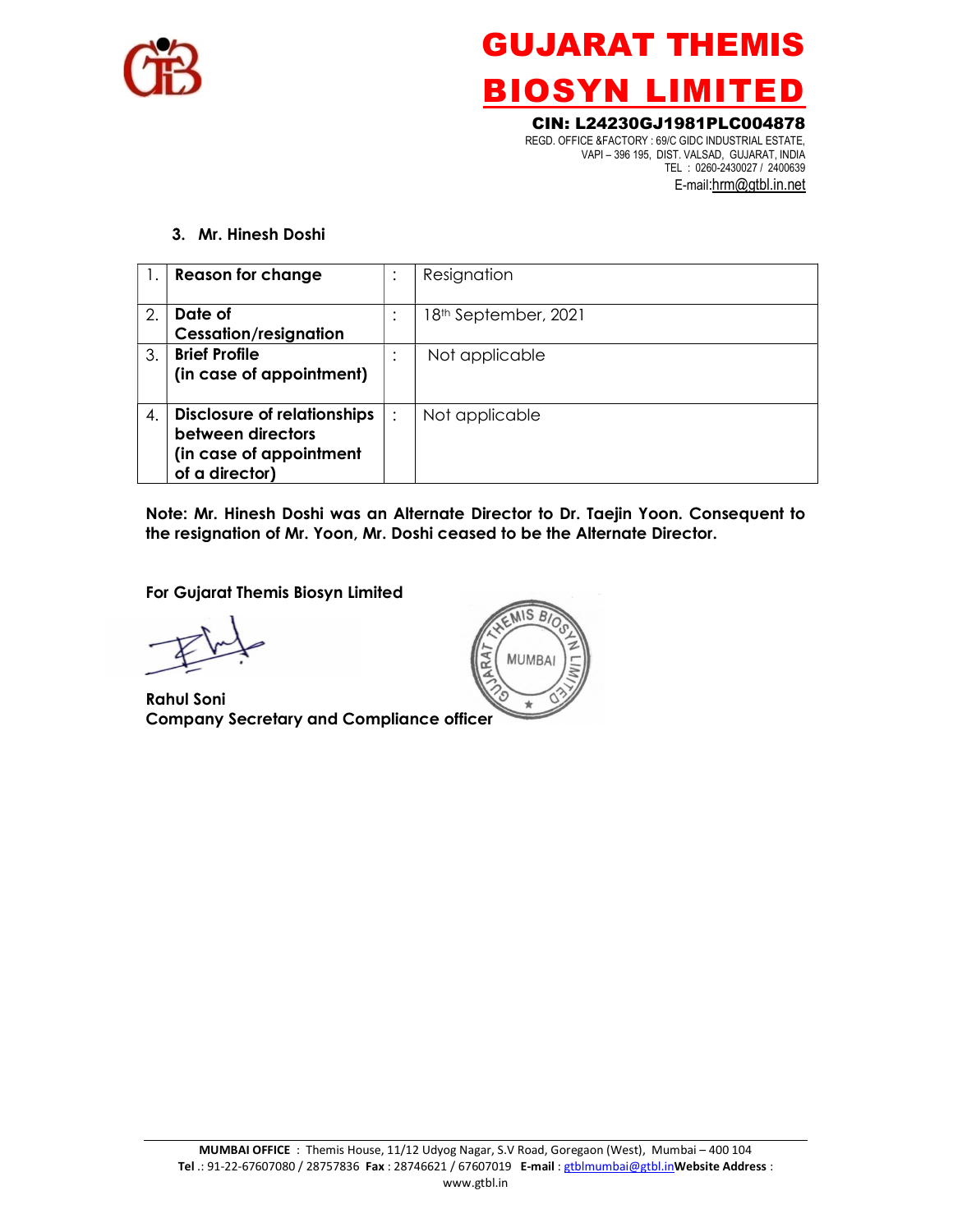# GUJARAT THEMIS BIOSYN LIMITED

**CIN: L24230GJ1981PLC004878**

REGD. OFFICE &FACTORY : 69/C GIDC INDUSTRIAL ESTATE,
VAPI – 396 195, DIST. VALSAD, GUJARAT, INDIA
TEL : 0260-2430027 / 2400639
E-mail:hrm@gtbl.in.net

**3. Mr. Hinesh Doshi**

| | | | |
|---|---|---|---|
| 1. | **Reason for change** | : | Resignation |
| 2. | **Date of Cessation/resignation** | : | 18th September, 2021 |
| 3. | **Brief Profile (in case of appointment)** | : | Not applicable |
| 4. | **Disclosure of relationships between directors (in case of appointment of a director)** | : | Not applicable |

**Note: Mr. Hinesh Doshi was an Alternate Director to Dr. Taejin Yoon. Consequent to the resignation of Mr. Yoon, Mr. Doshi ceased to be the Alternate Director.**

**For Gujarat Themis Biosyn Limited**

**Rahul Soni**
**Company Secretary and Compliance officer**

**MUMBAI OFFICE** : Themis House, 11/12 Udyog Nagar, S.V Road, Goregaon (West), Mumbai – 400 104
**Tel** .: 91-22-67607080 / 28757836 **Fax** : 28746621 / 67607019 **E-mail** : gtblmumbai@gtbl.in **Website Address** : www.gtbl.in